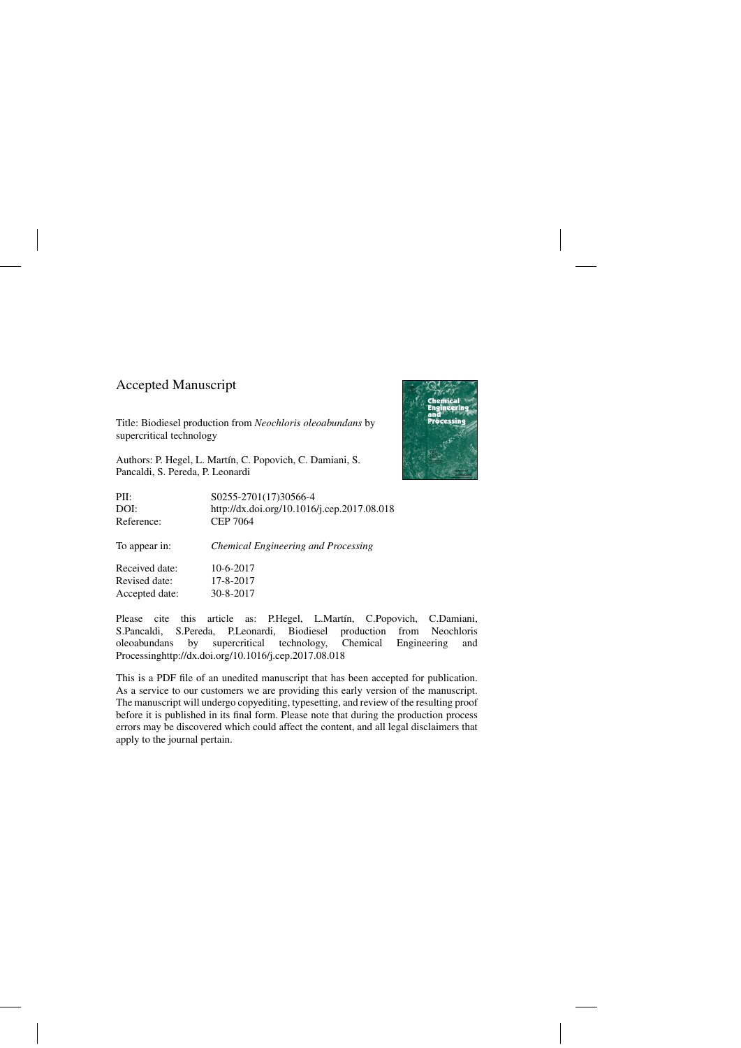## Accepted Manuscript

Title: Biodiesel production from *Neochloris oleoabundans* by supercritical technology

Authors: P. Hegel, L. Martín, C. Popovich, C. Damiani, S. Pancaldi, S. Pereda, P. Leonardi

| | |
|---|---|
| PII: | S0255-2701(17)30566-4 |
| DOI: | http://dx.doi.org/10.1016/j.cep.2017.08.018 |
| Reference: | CEP 7064 |

To appear in: *Chemical Engineering and Processing*

| | |
|---|---|
| Received date: | 10-6-2017 |
| Revised date: | 17-8-2017 |
| Accepted date: | 30-8-2017 |

Please cite this article as: P.Hegel, L.Martín, C.Popovich, C.Damiani, S.Pancaldi, S.Pereda, P.Leonardi, Biodiesel production from Neochloris oleoabundans by supercritical technology, Chemical Engineering and Processinghttp://dx.doi.org/10.1016/j.cep.2017.08.018

This is a PDF file of an unedited manuscript that has been accepted for publication. As a service to our customers we are providing this early version of the manuscript. The manuscript will undergo copyediting, typesetting, and review of the resulting proof before it is published in its final form. Please note that during the production process errors may be discovered which could affect the content, and all legal disclaimers that apply to the journal pertain.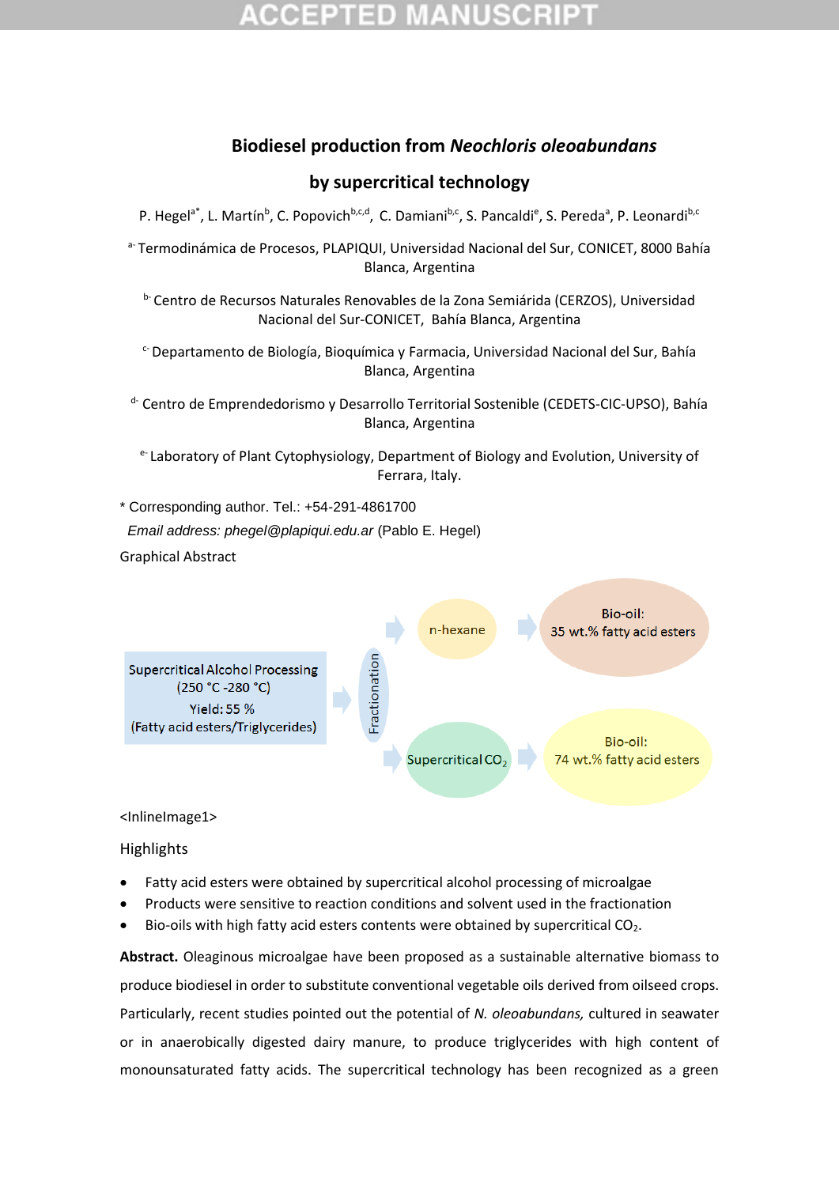# Biodiesel production from *Neochloris oleoabundans* by supercritical technology

P. Hegel[a*], L. Martín[b], C. Popovich[b,c,d], C. Damiani[b,c], S. Pancaldi[e], S. Pereda[a], P. Leonardi[b,c]

[a] Termodinámica de Procesos, PLAPIQUI, Universidad Nacional del Sur, CONICET, 8000 Bahía Blanca, Argentina

[b] Centro de Recursos Naturales Renovables de la Zona Semiárida (CERZOS), Universidad Nacional del Sur-CONICET, Bahía Blanca, Argentina

[c] Departamento de Biología, Bioquímica y Farmacia, Universidad Nacional del Sur, Bahía Blanca, Argentina

[d] Centro de Emprendedorismo y Desarrollo Territorial Sostenible (CEDETS-CIC-UPSO), Bahía Blanca, Argentina

[e] Laboratory of Plant Cytophysiology, Department of Biology and Evolution, University of Ferrara, Italy.

\* Corresponding author. Tel.: +54-291-4861700

*Email address: phegel@plapiqui.edu.ar* (Pablo E. Hegel)

Graphical Abstract

Supercritical Alcohol Processing (250 °C -280 °C) Yield: 55 % (Fatty acid esters/Triglycerides) → Fractionation → n-hexane → Bio-oil: 35 wt.% fatty acid esters; Supercritical $CO_2$ → Bio-oil: 74 wt.% fatty acid esters

<InlineImage1>

Highlights

- Fatty acid esters were obtained by supercritical alcohol processing of microalgae
- Products were sensitive to reaction conditions and solvent used in the fractionation
- Bio-oils with high fatty acid esters contents were obtained by supercritical $CO_2$.

**Abstract.** Oleaginous microalgae have been proposed as a sustainable alternative biomass to produce biodiesel in order to substitute conventional vegetable oils derived from oilseed crops. Particularly, recent studies pointed out the potential of *N. oleoabundans,* cultured in seawater or in anaerobically digested dairy manure, to produce triglycerides with high content of monounsaturated fatty acids. The supercritical technology has been recognized as a green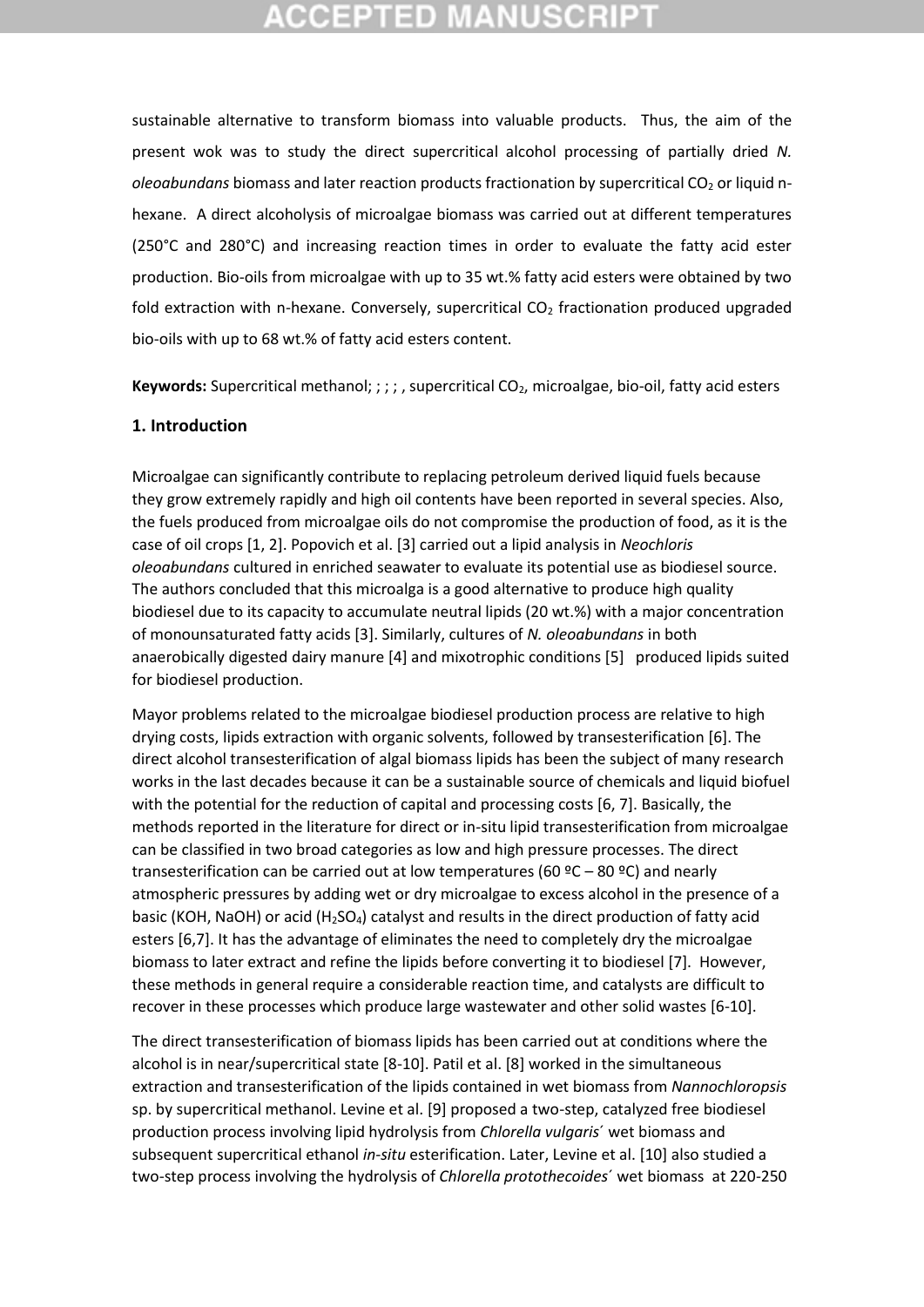sustainable alternative to transform biomass into valuable products. Thus, the aim of the present wok was to study the direct supercritical alcohol processing of partially dried *N. oleoabundans* biomass and later reaction products fractionation by supercritical $CO_2$ or liquid n-hexane. A direct alcoholysis of microalgae biomass was carried out at different temperatures (250°C and 280°C) and increasing reaction times in order to evaluate the fatty acid ester production. Bio-oils from microalgae with up to 35 wt.% fatty acid esters were obtained by two fold extraction with n-hexane. Conversely, supercritical $CO_2$ fractionation produced upgraded bio-oils with up to 68 wt.% of fatty acid esters content.

**Keywords:** Supercritical methanol; ; ; ; , supercritical $CO_2$, microalgae, bio-oil, fatty acid esters

## 1. Introduction

Microalgae can significantly contribute to replacing petroleum derived liquid fuels because they grow extremely rapidly and high oil contents have been reported in several species. Also, the fuels produced from microalgae oils do not compromise the production of food, as it is the case of oil crops [1, 2]. Popovich et al. [3] carried out a lipid analysis in *Neochloris oleoabundans* cultured in enriched seawater to evaluate its potential use as biodiesel source. The authors concluded that this microalga is a good alternative to produce high quality biodiesel due to its capacity to accumulate neutral lipids (20 wt.%) with a major concentration of monounsaturated fatty acids [3]. Similarly, cultures of *N. oleoabundans* in both anaerobically digested dairy manure [4] and mixotrophic conditions [5] produced lipids suited for biodiesel production.

Mayor problems related to the microalgae biodiesel production process are relative to high drying costs, lipids extraction with organic solvents, followed by transesterification [6]. The direct alcohol transesterification of algal biomass lipids has been the subject of many research works in the last decades because it can be a sustainable source of chemicals and liquid biofuel with the potential for the reduction of capital and processing costs [6, 7]. Basically, the methods reported in the literature for direct or in-situ lipid transesterification from microalgae can be classified in two broad categories as low and high pressure processes. The direct transesterification can be carried out at low temperatures (60 ºC – 80 ºC) and nearly atmospheric pressures by adding wet or dry microalgae to excess alcohol in the presence of a basic (KOH, NaOH) or acid ($H_2SO_4$) catalyst and results in the direct production of fatty acid esters [6,7]. It has the advantage of eliminates the need to completely dry the microalgae biomass to later extract and refine the lipids before converting it to biodiesel [7]. However, these methods in general require a considerable reaction time, and catalysts are difficult to recover in these processes which produce large wastewater and other solid wastes [6-10].

The direct transesterification of biomass lipids has been carried out at conditions where the alcohol is in near/supercritical state [8-10]. Patil et al. [8] worked in the simultaneous extraction and transesterification of the lipids contained in wet biomass from *Nannochloropsis* sp. by supercritical methanol. Levine et al. [9] proposed a two-step, catalyzed free biodiesel production process involving lipid hydrolysis from *Chlorella vulgaris´* wet biomass and subsequent supercritical ethanol *in-situ* esterification. Later, Levine et al. [10] also studied a two-step process involving the hydrolysis of *Chlorella protothecoides´* wet biomass at 220-250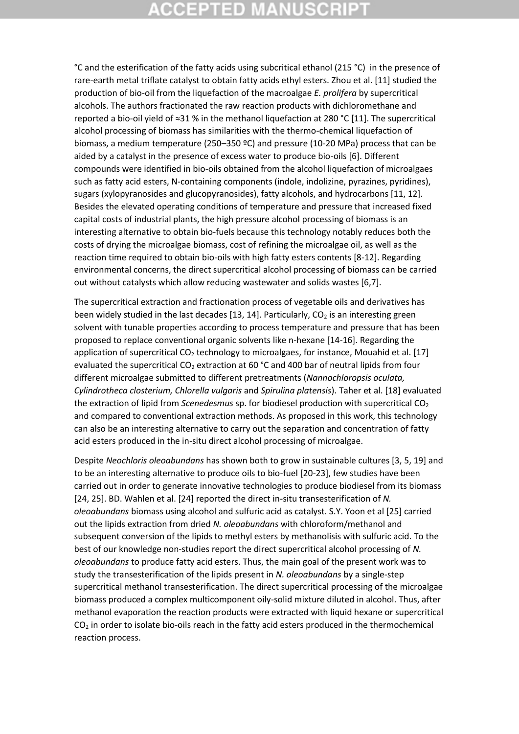°C and the esterification of the fatty acids using subcritical ethanol (215 °C) in the presence of rare-earth metal triflate catalyst to obtain fatty acids ethyl esters. Zhou et al. [11] studied the production of bio-oil from the liquefaction of the macroalgae *E. prolifera* by supercritical alcohols. The authors fractionated the raw reaction products with dichloromethane and reported a bio-oil yield of ≈31 % in the methanol liquefaction at 280 °C [11]. The supercritical alcohol processing of biomass has similarities with the thermo-chemical liquefaction of biomass, a medium temperature (250–350 ºC) and pressure (10-20 MPa) process that can be aided by a catalyst in the presence of excess water to produce bio-oils [6]. Different compounds were identified in bio-oils obtained from the alcohol liquefaction of microalgaes such as fatty acid esters, N-containing components (indole, indolizine, pyrazines, pyridines), sugars (xylopyranosides and glucopyranosides), fatty alcohols, and hydrocarbons [11, 12]. Besides the elevated operating conditions of temperature and pressure that increased fixed capital costs of industrial plants, the high pressure alcohol processing of biomass is an interesting alternative to obtain bio-fuels because this technology notably reduces both the costs of drying the microalgae biomass, cost of refining the microalgae oil, as well as the reaction time required to obtain bio-oils with high fatty esters contents [8-12]. Regarding environmental concerns, the direct supercritical alcohol processing of biomass can be carried out without catalysts which allow reducing wastewater and solids wastes [6,7].

The supercritical extraction and fractionation process of vegetable oils and derivatives has been widely studied in the last decades [13, 14]. Particularly, $CO_2$ is an interesting green solvent with tunable properties according to process temperature and pressure that has been proposed to replace conventional organic solvents like n-hexane [14-16]. Regarding the application of supercritical $CO_2$ technology to microalgaes, for instance, Mouahid et al. [17] evaluated the supercritical $CO_2$ extraction at 60 °C and 400 bar of neutral lipids from four different microalgae submitted to different pretreatments (*Nannochloropsis oculata, Cylindrotheca closterium, Chlorella vulgaris* and *Spirulina platensis*). Taher et al. [18] evaluated the extraction of lipid from *Scenedesmus* sp. for biodiesel production with supercritical $CO_2$ and compared to conventional extraction methods. As proposed in this work, this technology can also be an interesting alternative to carry out the separation and concentration of fatty acid esters produced in the in-situ direct alcohol processing of microalgae.

Despite *Neochloris oleoabundans* has shown both to grow in sustainable cultures [3, 5, 19] and to be an interesting alternative to produce oils to bio-fuel [20-23], few studies have been carried out in order to generate innovative technologies to produce biodiesel from its biomass [24, 25]. BD. Wahlen et al. [24] reported the direct in-situ transesterification of *N. oleoabundans* biomass using alcohol and sulfuric acid as catalyst. S.Y. Yoon et al [25] carried out the lipids extraction from dried *N. oleoabundans* with chloroform/methanol and subsequent conversion of the lipids to methyl esters by methanolisis with sulfuric acid. To the best of our knowledge non-studies report the direct supercritical alcohol processing of *N. oleoabundans* to produce fatty acid esters. Thus, the main goal of the present work was to study the transesterification of the lipids present in *N. oleoabundans* by a single-step supercritical methanol transesterification. The direct supercritical processing of the microalgae biomass produced a complex multicomponent oily-solid mixture diluted in alcohol. Thus, after methanol evaporation the reaction products were extracted with liquid hexane or supercritical $CO_2$ in order to isolate bio-oils reach in the fatty acid esters produced in the thermochemical reaction process.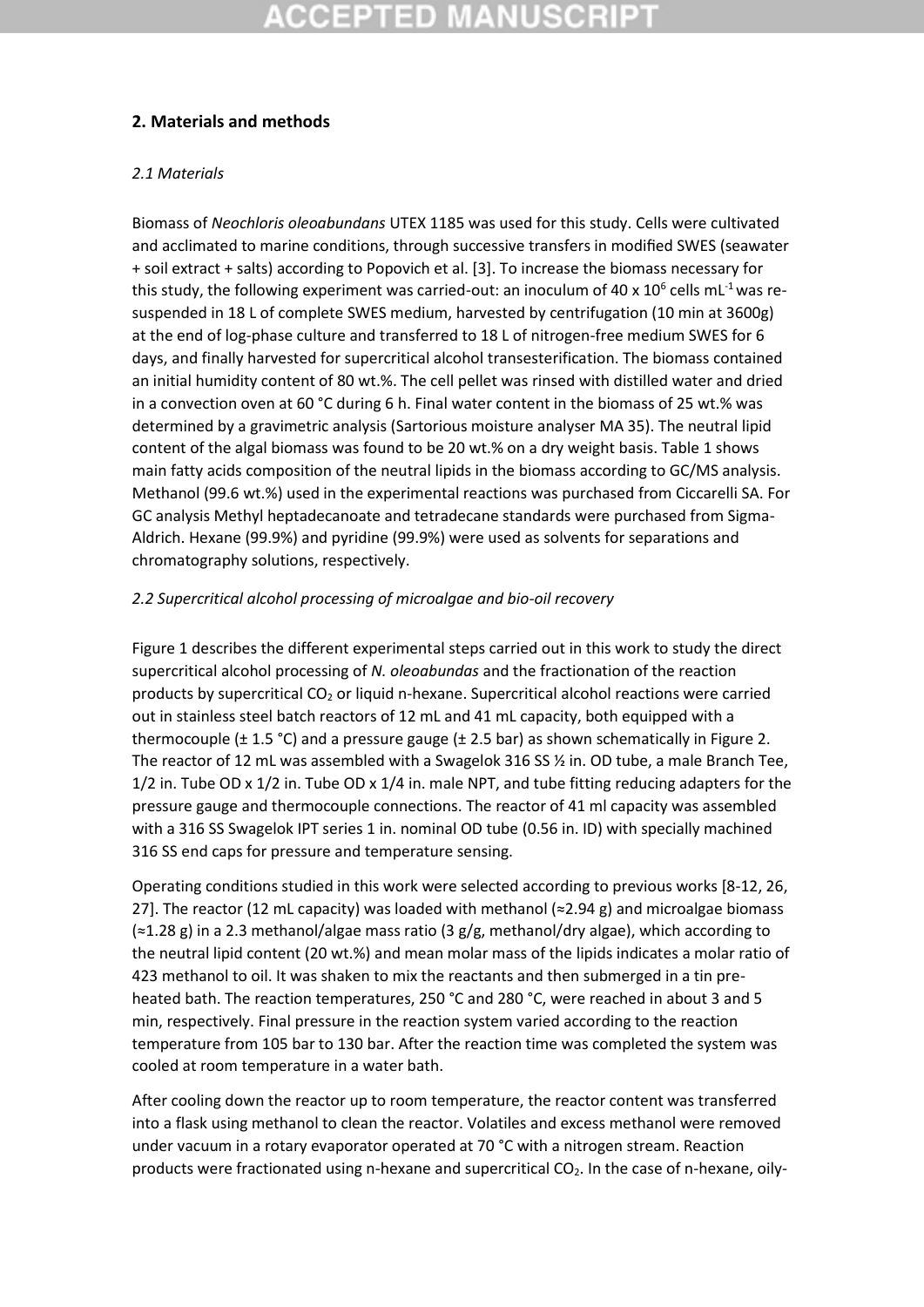## 2. Materials and methods

### *2.1 Materials*

Biomass of *Neochloris oleoabundans* UTEX 1185 was used for this study. Cells were cultivated and acclimated to marine conditions, through successive transfers in modified SWES (seawater + soil extract + salts) according to Popovich et al. [3]. To increase the biomass necessary for this study, the following experiment was carried-out: an inoculum of 40 x $10^6$ cells $mL^{-1}$ was re-suspended in 18 L of complete SWES medium, harvested by centrifugation (10 min at 3600g) at the end of log-phase culture and transferred to 18 L of nitrogen-free medium SWES for 6 days, and finally harvested for supercritical alcohol transesterification. The biomass contained an initial humidity content of 80 wt.%. The cell pellet was rinsed with distilled water and dried in a convection oven at 60 °C during 6 h. Final water content in the biomass of 25 wt.% was determined by a gravimetric analysis (Sartorious moisture analyser MA 35). The neutral lipid content of the algal biomass was found to be 20 wt.% on a dry weight basis. Table 1 shows main fatty acids composition of the neutral lipids in the biomass according to GC/MS analysis. Methanol (99.6 wt.%) used in the experimental reactions was purchased from Ciccarelli SA. For GC analysis Methyl heptadecanoate and tetradecane standards were purchased from Sigma-Aldrich. Hexane (99.9%) and pyridine (99.9%) were used as solvents for separations and chromatography solutions, respectively.

### *2.2 Supercritical alcohol processing of microalgae and bio-oil recovery*

Figure 1 describes the different experimental steps carried out in this work to study the direct supercritical alcohol processing of *N. oleoabundas* and the fractionation of the reaction products by supercritical $CO_2$ or liquid n-hexane. Supercritical alcohol reactions were carried out in stainless steel batch reactors of 12 mL and 41 mL capacity, both equipped with a thermocouple (± 1.5 °C) and a pressure gauge (± 2.5 bar) as shown schematically in Figure 2. The reactor of 12 mL was assembled with a Swagelok 316 SS ½ in. OD tube, a male Branch Tee, 1/2 in. Tube OD x 1/2 in. Tube OD x 1/4 in. male NPT, and tube fitting reducing adapters for the pressure gauge and thermocouple connections. The reactor of 41 ml capacity was assembled with a 316 SS Swagelok IPT series 1 in. nominal OD tube (0.56 in. ID) with specially machined 316 SS end caps for pressure and temperature sensing.

Operating conditions studied in this work were selected according to previous works [8-12, 26, 27]. The reactor (12 mL capacity) was loaded with methanol (≈2.94 g) and microalgae biomass (≈1.28 g) in a 2.3 methanol/algae mass ratio (3 g/g, methanol/dry algae), which according to the neutral lipid content (20 wt.%) and mean molar mass of the lipids indicates a molar ratio of 423 methanol to oil. It was shaken to mix the reactants and then submerged in a tin pre-heated bath. The reaction temperatures, 250 °C and 280 °C, were reached in about 3 and 5 min, respectively. Final pressure in the reaction system varied according to the reaction temperature from 105 bar to 130 bar. After the reaction time was completed the system was cooled at room temperature in a water bath.

After cooling down the reactor up to room temperature, the reactor content was transferred into a flask using methanol to clean the reactor. Volatiles and excess methanol were removed under vacuum in a rotary evaporator operated at 70 °C with a nitrogen stream. Reaction products were fractionated using n-hexane and supercritical $CO_2$. In the case of n-hexane, oily-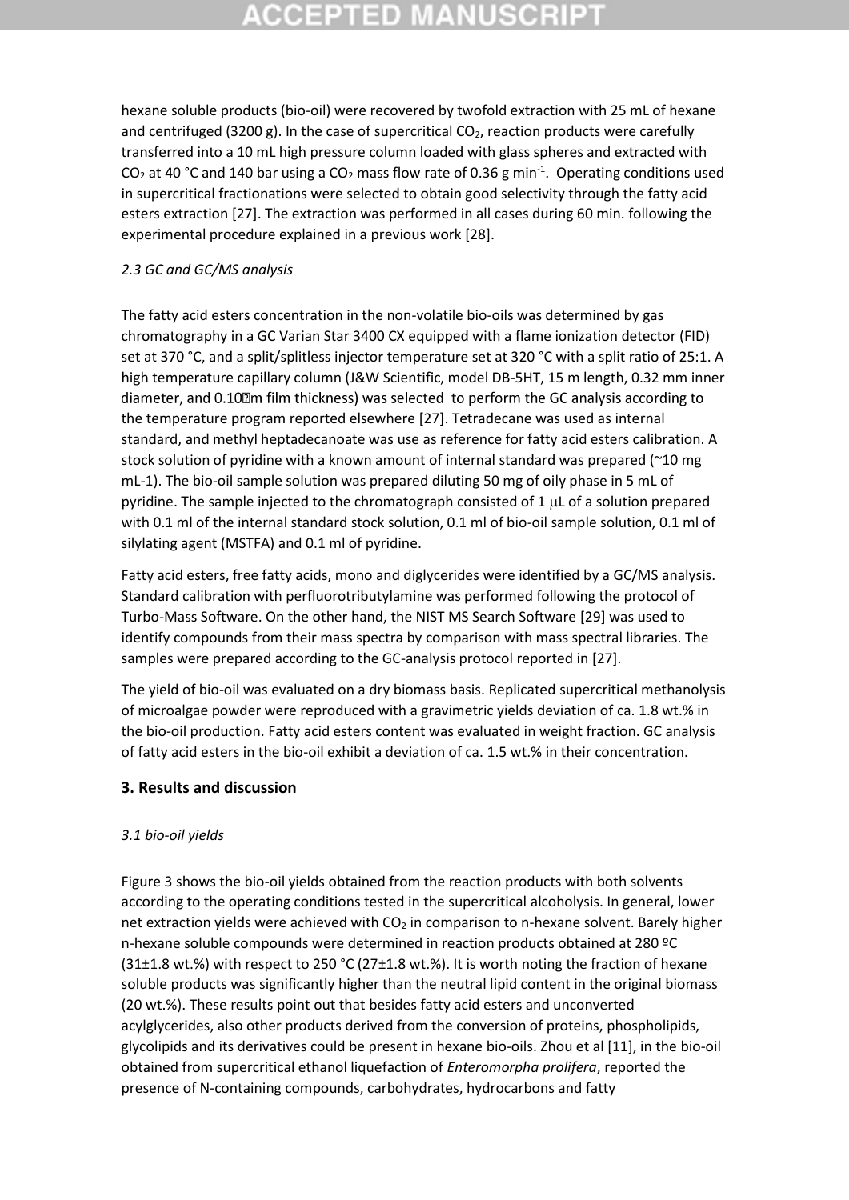hexane soluble products (bio-oil) were recovered by twofold extraction with 25 mL of hexane and centrifuged (3200 g). In the case of supercritical $CO_2$, reaction products were carefully transferred into a 10 mL high pressure column loaded with glass spheres and extracted with $CO_2$ at 40 °C and 140 bar using a $CO_2$ mass flow rate of 0.36 g $min^{-1}$. Operating conditions used in supercritical fractionations were selected to obtain good selectivity through the fatty acid esters extraction [27]. The extraction was performed in all cases during 60 min. following the experimental procedure explained in a previous work [28].

### *2.3 GC and GC/MS analysis*

The fatty acid esters concentration in the non-volatile bio-oils was determined by gas chromatography in a GC Varian Star 3400 CX equipped with a flame ionization detector (FID) set at 370 °C, and a split/splitless injector temperature set at 320 °C with a split ratio of 25:1. A high temperature capillary column (J&W Scientific, model DB-5HT, 15 m length, 0.32 mm inner diameter, and 0.10 μm film thickness) was selected to perform the GC analysis according to the temperature program reported elsewhere [27]. Tetradecane was used as internal standard, and methyl heptadecanoate was use as reference for fatty acid esters calibration. A stock solution of pyridine with a known amount of internal standard was prepared (~10 mg mL-1). The bio-oil sample solution was prepared diluting 50 mg of oily phase in 5 mL of pyridine. The sample injected to the chromatograph consisted of 1 μL of a solution prepared with 0.1 ml of the internal standard stock solution, 0.1 ml of bio-oil sample solution, 0.1 ml of silylating agent (MSTFA) and 0.1 ml of pyridine.

Fatty acid esters, free fatty acids, mono and diglycerides were identified by a GC/MS analysis. Standard calibration with perfluorotributylamine was performed following the protocol of Turbo-Mass Software. On the other hand, the NIST MS Search Software [29] was used to identify compounds from their mass spectra by comparison with mass spectral libraries. The samples were prepared according to the GC-analysis protocol reported in [27].

The yield of bio-oil was evaluated on a dry biomass basis. Replicated supercritical methanolysis of microalgae powder were reproduced with a gravimetric yields deviation of ca. 1.8 wt.% in the bio-oil production. Fatty acid esters content was evaluated in weight fraction. GC analysis of fatty acid esters in the bio-oil exhibit a deviation of ca. 1.5 wt.% in their concentration.

## 3. Results and discussion

### *3.1 bio-oil yields*

Figure 3 shows the bio-oil yields obtained from the reaction products with both solvents according to the operating conditions tested in the supercritical alcoholysis. In general, lower net extraction yields were achieved with $CO_2$ in comparison to n-hexane solvent. Barely higher n-hexane soluble compounds were determined in reaction products obtained at 280 ºC (31±1.8 wt.%) with respect to 250 °C (27±1.8 wt.%). It is worth noting the fraction of hexane soluble products was significantly higher than the neutral lipid content in the original biomass (20 wt.%). These results point out that besides fatty acid esters and unconverted acylglycerides, also other products derived from the conversion of proteins, phospholipids, glycolipids and its derivatives could be present in hexane bio-oils. Zhou et al [11], in the bio-oil obtained from supercritical ethanol liquefaction of *Enteromorpha prolifera*, reported the presence of N-containing compounds, carbohydrates, hydrocarbons and fatty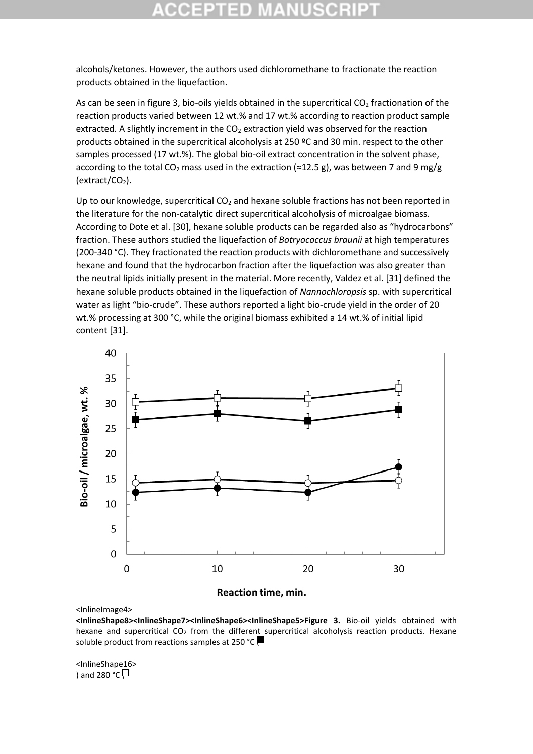alcohols/ketones. However, the authors used dichloromethane to fractionate the reaction products obtained in the liquefaction.

As can be seen in figure 3, bio-oils yields obtained in the supercritical $CO_2$ fractionation of the reaction products varied between 12 wt.% and 17 wt.% according to reaction product sample extracted. A slightly increment in the $CO_2$ extraction yield was observed for the reaction products obtained in the supercritical alcoholysis at 250 ºC and 30 min. respect to the other samples processed (17 wt.%). The global bio-oil extract concentration in the solvent phase, according to the total $CO_2$ mass used in the extraction (≈12.5 g), was between 7 and 9 mg/g (extract/$CO_2$).

Up to our knowledge, supercritical $CO_2$ and hexane soluble fractions has not been reported in the literature for the non-catalytic direct supercritical alcoholysis of microalgae biomass. According to Dote et al. [30], hexane soluble products can be regarded also as “hydrocarbons” fraction. These authors studied the liquefaction of *Botryococcus braunii* at high temperatures (200-340 °C). They fractionated the reaction products with dichloromethane and successively hexane and found that the hydrocarbon fraction after the liquefaction was also greater than the neutral lipids initially present in the material. More recently, Valdez et al. [31] defined the hexane soluble products obtained in the liquefaction of *Nannochloropsis* sp. with supercritical water as light “bio-crude”. These authors reported a light bio-crude yield in the order of 20 wt.% processing at 300 °C, while the original biomass exhibited a 14 wt.% of initial lipid content [31].

<InlineImage4>

**<InlineShape8><InlineShape7><InlineShape6><InlineShape5>Figure 3.** Bio-oil yields obtained with hexane and supercritical $CO_2$ from the different supercritical alcoholysis reaction products. Hexane soluble product from reactions samples at 250 °C (■

<InlineShape16>
) and 280 °C (□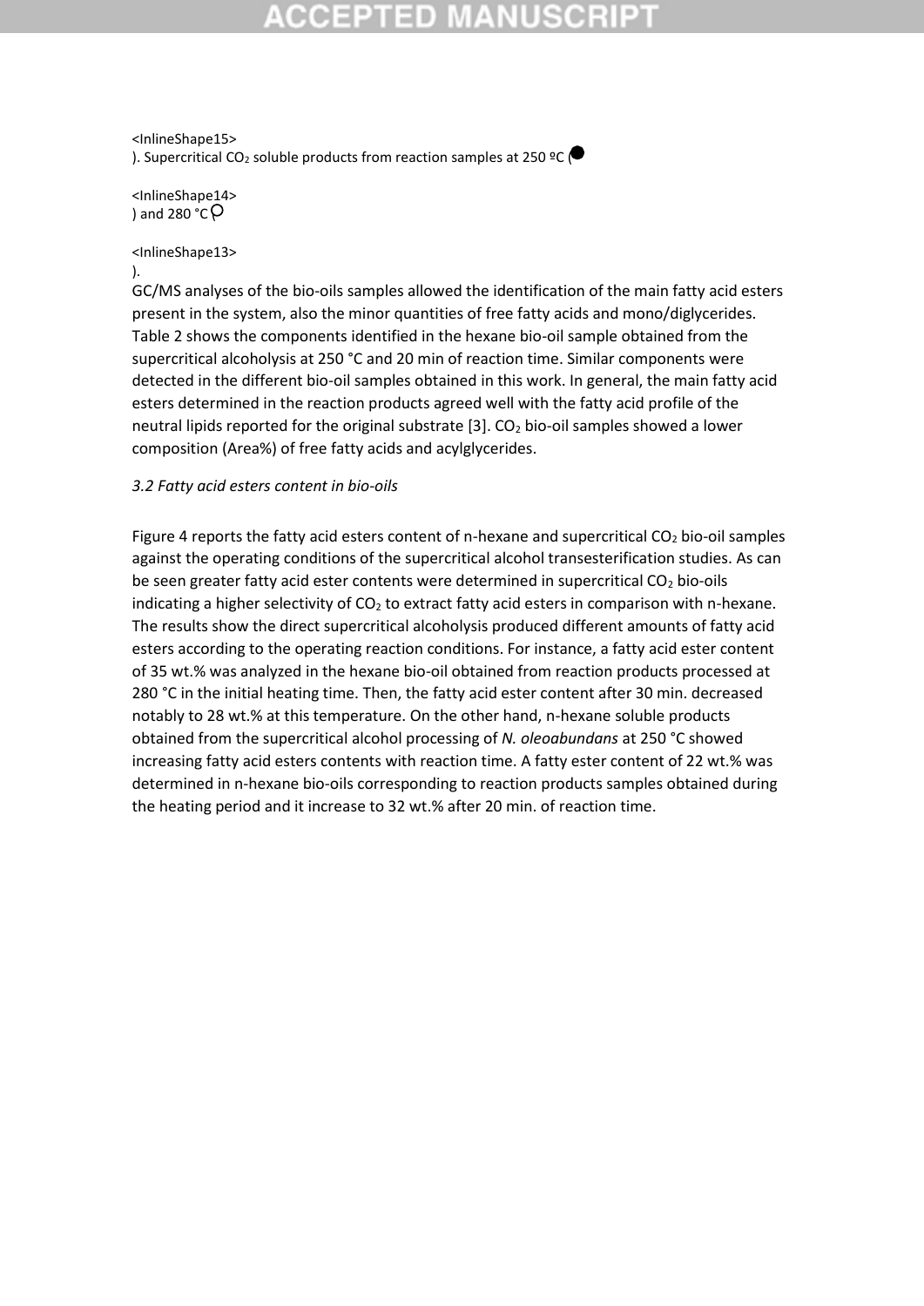<InlineShape15>
). Supercritical $CO_2$ soluble products from reaction samples at 250 ºC (●

<InlineShape14>
) and 280 °C ○

<InlineShape13>
).

GC/MS analyses of the bio-oils samples allowed the identification of the main fatty acid esters present in the system, also the minor quantities of free fatty acids and mono/diglycerides. Table 2 shows the components identified in the hexane bio-oil sample obtained from the supercritical alcoholysis at 250 °C and 20 min of reaction time. Similar components were detected in the different bio-oil samples obtained in this work. In general, the main fatty acid esters determined in the reaction products agreed well with the fatty acid profile of the neutral lipids reported for the original substrate [3]. $CO_2$ bio-oil samples showed a lower composition (Area%) of free fatty acids and acylglycerides.

### *3.2 Fatty acid esters content in bio-oils*

Figure 4 reports the fatty acid esters content of n-hexane and supercritical $CO_2$ bio-oil samples against the operating conditions of the supercritical alcohol transesterification studies. As can be seen greater fatty acid ester contents were determined in supercritical $CO_2$ bio-oils indicating a higher selectivity of $CO_2$ to extract fatty acid esters in comparison with n-hexane. The results show the direct supercritical alcoholysis produced different amounts of fatty acid esters according to the operating reaction conditions. For instance, a fatty acid ester content of 35 wt.% was analyzed in the hexane bio-oil obtained from reaction products processed at 280 °C in the initial heating time. Then, the fatty acid ester content after 30 min. decreased notably to 28 wt.% at this temperature. On the other hand, n-hexane soluble products obtained from the supercritical alcohol processing of *N. oleoabundans* at 250 °C showed increasing fatty acid esters contents with reaction time. A fatty ester content of 22 wt.% was determined in n-hexane bio-oils corresponding to reaction products samples obtained during the heating period and it increase to 32 wt.% after 20 min. of reaction time.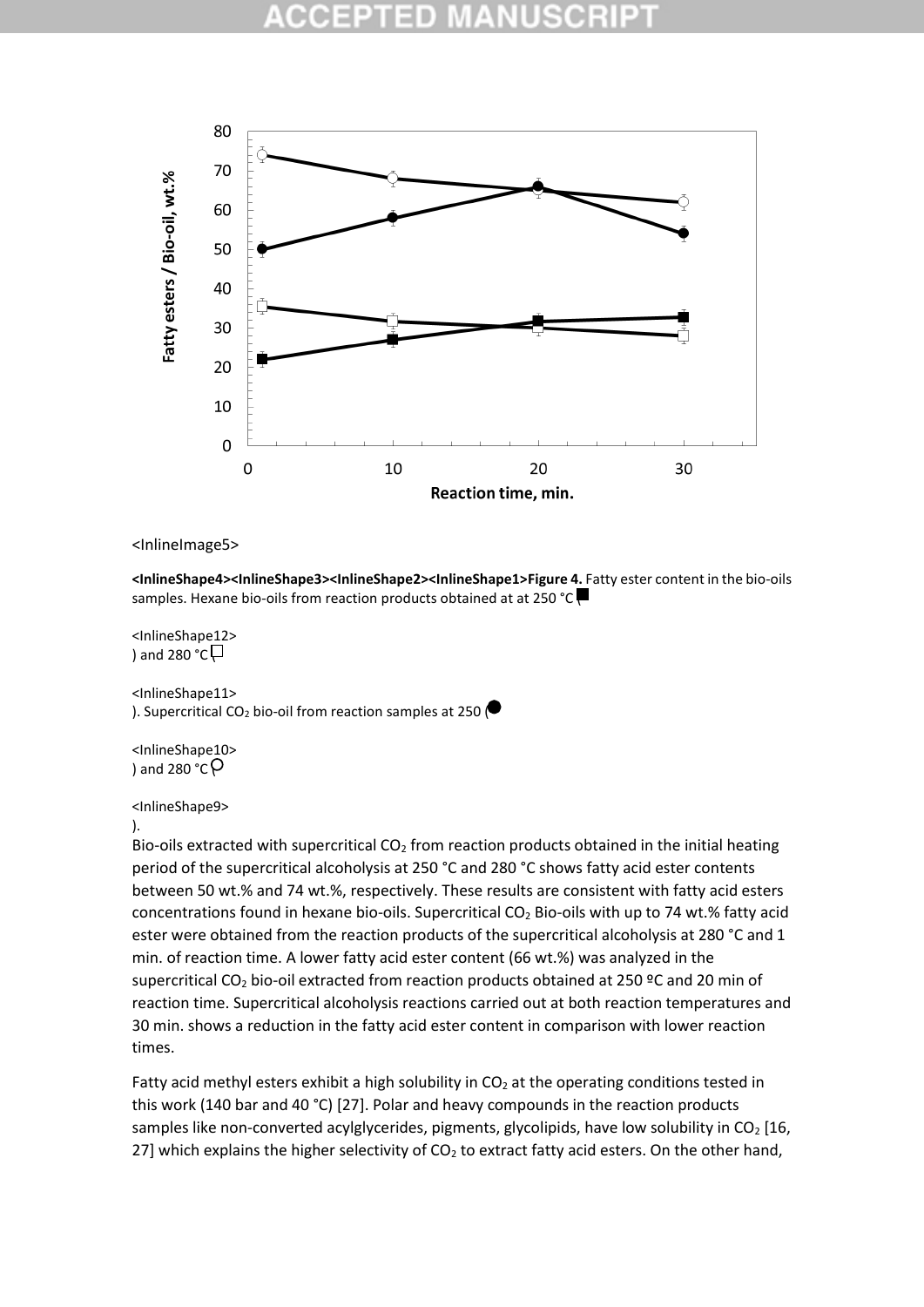<InlineImage5>

**<InlineShape4><InlineShape3><InlineShape2><InlineShape1>Figure 4.** Fatty ester content in the bio-oils samples. Hexane bio-oils from reaction products obtained at at 250 °C (

<InlineShape12>
) and 280 °C (

<InlineShape11>
). Supercritical $CO_2$ bio-oil from reaction samples at 250 (

<InlineShape10>
) and 280 °C (

<InlineShape9>
).

Bio-oils extracted with supercritical $CO_2$ from reaction products obtained in the initial heating period of the supercritical alcoholysis at 250 °C and 280 °C shows fatty acid ester contents between 50 wt.% and 74 wt.%, respectively. These results are consistent with fatty acid esters concentrations found in hexane bio-oils. Supercritical $CO_2$ Bio-oils with up to 74 wt.% fatty acid ester were obtained from the reaction products of the supercritical alcoholysis at 280 °C and 1 min. of reaction time. A lower fatty acid ester content (66 wt.%) was analyzed in the supercritical $CO_2$ bio-oil extracted from reaction products obtained at 250 ºC and 20 min of reaction time. Supercritical alcoholysis reactions carried out at both reaction temperatures and 30 min. shows a reduction in the fatty acid ester content in comparison with lower reaction times.

Fatty acid methyl esters exhibit a high solubility in $CO_2$ at the operating conditions tested in this work (140 bar and 40 °C) [27]. Polar and heavy compounds in the reaction products samples like non-converted acylglycerides, pigments, glycolipids, have low solubility in $CO_2$ [16, 27] which explains the higher selectivity of $CO_2$ to extract fatty acid esters. On the other hand,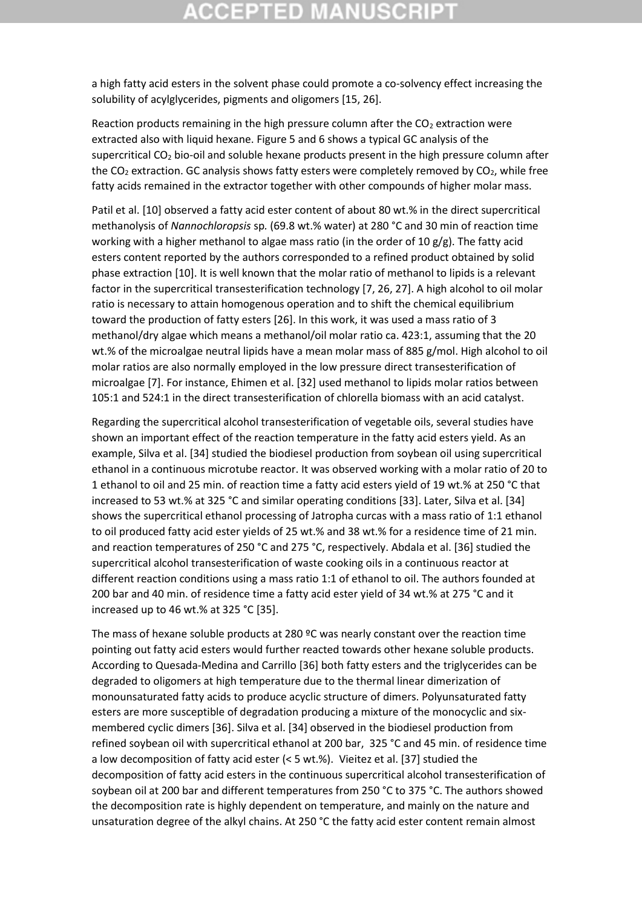a high fatty acid esters in the solvent phase could promote a co-solvency effect increasing the solubility of acylglycerides, pigments and oligomers [15, 26].

Reaction products remaining in the high pressure column after the $CO_2$ extraction were extracted also with liquid hexane. Figure 5 and 6 shows a typical GC analysis of the supercritical $CO_2$ bio-oil and soluble hexane products present in the high pressure column after the $CO_2$ extraction. GC analysis shows fatty esters were completely removed by $CO_2$, while free fatty acids remained in the extractor together with other compounds of higher molar mass.

Patil et al. [10] observed a fatty acid ester content of about 80 wt.% in the direct supercritical methanolysis of *Nannochloropsis* sp. (69.8 wt.% water) at 280 °C and 30 min of reaction time working with a higher methanol to algae mass ratio (in the order of 10 g/g). The fatty acid esters content reported by the authors corresponded to a refined product obtained by solid phase extraction [10]. It is well known that the molar ratio of methanol to lipids is a relevant factor in the supercritical transesterification technology [7, 26, 27]. A high alcohol to oil molar ratio is necessary to attain homogenous operation and to shift the chemical equilibrium toward the production of fatty esters [26]. In this work, it was used a mass ratio of 3 methanol/dry algae which means a methanol/oil molar ratio ca. 423:1, assuming that the 20 wt.% of the microalgae neutral lipids have a mean molar mass of 885 g/mol. High alcohol to oil molar ratios are also normally employed in the low pressure direct transesterification of microalgae [7]. For instance, Ehimen et al. [32] used methanol to lipids molar ratios between 105:1 and 524:1 in the direct transesterification of chlorella biomass with an acid catalyst.

Regarding the supercritical alcohol transesterification of vegetable oils, several studies have shown an important effect of the reaction temperature in the fatty acid esters yield. As an example, Silva et al. [34] studied the biodiesel production from soybean oil using supercritical ethanol in a continuous microtube reactor. It was observed working with a molar ratio of 20 to 1 ethanol to oil and 25 min. of reaction time a fatty acid esters yield of 19 wt.% at 250 °C that increased to 53 wt.% at 325 °C and similar operating conditions [33]. Later, Silva et al. [34] shows the supercritical ethanol processing of Jatropha curcas with a mass ratio of 1:1 ethanol to oil produced fatty acid ester yields of 25 wt.% and 38 wt.% for a residence time of 21 min. and reaction temperatures of 250 °C and 275 °C, respectively. Abdala et al. [36] studied the supercritical alcohol transesterification of waste cooking oils in a continuous reactor at different reaction conditions using a mass ratio 1:1 of ethanol to oil. The authors founded at 200 bar and 40 min. of residence time a fatty acid ester yield of 34 wt.% at 275 °C and it increased up to 46 wt.% at 325 °C [35].

The mass of hexane soluble products at 280 ºC was nearly constant over the reaction time pointing out fatty acid esters would further reacted towards other hexane soluble products. According to Quesada-Medina and Carrillo [36] both fatty esters and the triglycerides can be degraded to oligomers at high temperature due to the thermal linear dimerization of monounsaturated fatty acids to produce acyclic structure of dimers. Polyunsaturated fatty esters are more susceptible of degradation producing a mixture of the monocyclic and six-membered cyclic dimers [36]. Silva et al. [34] observed in the biodiesel production from refined soybean oil with supercritical ethanol at 200 bar, 325 °C and 45 min. of residence time a low decomposition of fatty acid ester (< 5 wt.%). Vieitez et al. [37] studied the decomposition of fatty acid esters in the continuous supercritical alcohol transesterification of soybean oil at 200 bar and different temperatures from 250 °C to 375 °C. The authors showed the decomposition rate is highly dependent on temperature, and mainly on the nature and unsaturation degree of the alkyl chains. At 250 °C the fatty acid ester content remain almost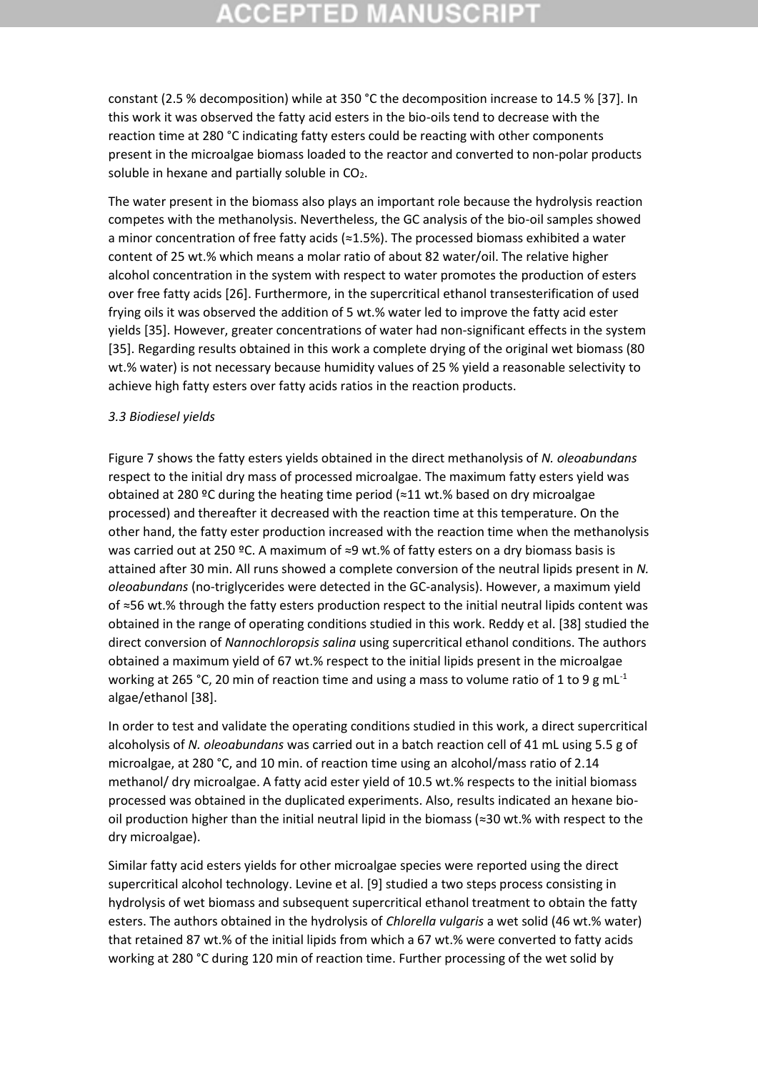constant (2.5 % decomposition) while at 350 °C the decomposition increase to 14.5 % [37]. In this work it was observed the fatty acid esters in the bio-oils tend to decrease with the reaction time at 280 °C indicating fatty esters could be reacting with other components present in the microalgae biomass loaded to the reactor and converted to non-polar products soluble in hexane and partially soluble in $CO_2$.

The water present in the biomass also plays an important role because the hydrolysis reaction competes with the methanolysis. Nevertheless, the GC analysis of the bio-oil samples showed a minor concentration of free fatty acids (≈1.5%). The processed biomass exhibited a water content of 25 wt.% which means a molar ratio of about 82 water/oil. The relative higher alcohol concentration in the system with respect to water promotes the production of esters over free fatty acids [26]. Furthermore, in the supercritical ethanol transesterification of used frying oils it was observed the addition of 5 wt.% water led to improve the fatty acid ester yields [35]. However, greater concentrations of water had non-significant effects in the system [35]. Regarding results obtained in this work a complete drying of the original wet biomass (80 wt.% water) is not necessary because humidity values of 25 % yield a reasonable selectivity to achieve high fatty esters over fatty acids ratios in the reaction products.

### *3.3 Biodiesel yields*

Figure 7 shows the fatty esters yields obtained in the direct methanolysis of *N. oleoabundans* respect to the initial dry mass of processed microalgae. The maximum fatty esters yield was obtained at 280 ºC during the heating time period (≈11 wt.% based on dry microalgae processed) and thereafter it decreased with the reaction time at this temperature. On the other hand, the fatty ester production increased with the reaction time when the methanolysis was carried out at 250 ºC. A maximum of ≈9 wt.% of fatty esters on a dry biomass basis is attained after 30 min. All runs showed a complete conversion of the neutral lipids present in *N. oleoabundans* (no-triglycerides were detected in the GC-analysis). However, a maximum yield of ≈56 wt.% through the fatty esters production respect to the initial neutral lipids content was obtained in the range of operating conditions studied in this work. Reddy et al. [38] studied the direct conversion of *Nannochloropsis salina* using supercritical ethanol conditions. The authors obtained a maximum yield of 67 wt.% respect to the initial lipids present in the microalgae working at 265 °C, 20 min of reaction time and using a mass to volume ratio of 1 to 9 g $mL^{-1}$ algae/ethanol [38].

In order to test and validate the operating conditions studied in this work, a direct supercritical alcoholysis of *N. oleoabundans* was carried out in a batch reaction cell of 41 mL using 5.5 g of microalgae, at 280 °C, and 10 min. of reaction time using an alcohol/mass ratio of 2.14 methanol/ dry microalgae. A fatty acid ester yield of 10.5 wt.% respects to the initial biomass processed was obtained in the duplicated experiments. Also, results indicated an hexane bio-oil production higher than the initial neutral lipid in the biomass (≈30 wt.% with respect to the dry microalgae).

Similar fatty acid esters yields for other microalgae species were reported using the direct supercritical alcohol technology. Levine et al. [9] studied a two steps process consisting in hydrolysis of wet biomass and subsequent supercritical ethanol treatment to obtain the fatty esters. The authors obtained in the hydrolysis of *Chlorella vulgaris* a wet solid (46 wt.% water) that retained 87 wt.% of the initial lipids from which a 67 wt.% were converted to fatty acids working at 280 °C during 120 min of reaction time. Further processing of the wet solid by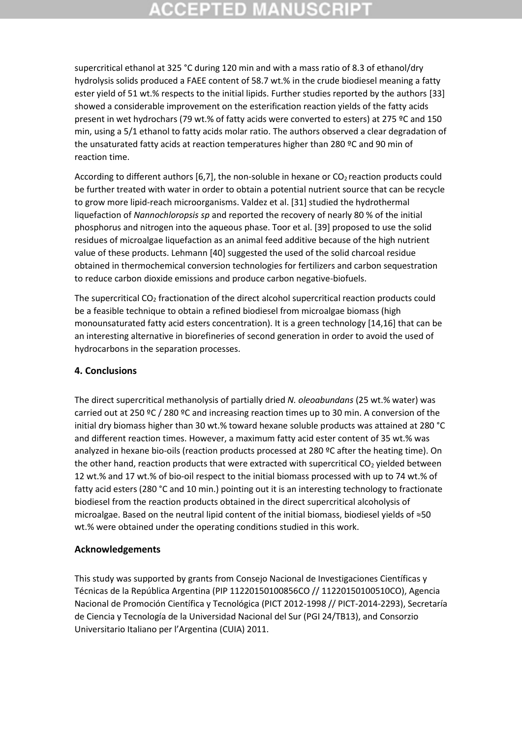supercritical ethanol at 325 °C during 120 min and with a mass ratio of 8.3 of ethanol/dry hydrolysis solids produced a FAEE content of 58.7 wt.% in the crude biodiesel meaning a fatty ester yield of 51 wt.% respects to the initial lipids. Further studies reported by the authors [33] showed a considerable improvement on the esterification reaction yields of the fatty acids present in wet hydrochars (79 wt.% of fatty acids were converted to esters) at 275 ºC and 150 min, using a 5/1 ethanol to fatty acids molar ratio. The authors observed a clear degradation of the unsaturated fatty acids at reaction temperatures higher than 280 ºC and 90 min of reaction time.

According to different authors [6,7], the non-soluble in hexane or $CO_2$ reaction products could be further treated with water in order to obtain a potential nutrient source that can be recycle to grow more lipid-reach microorganisms. Valdez et al. [31] studied the hydrothermal liquefaction of *Nannochloropsis sp* and reported the recovery of nearly 80 % of the initial phosphorus and nitrogen into the aqueous phase. Toor et al. [39] proposed to use the solid residues of microalgae liquefaction as an animal feed additive because of the high nutrient value of these products. Lehmann [40] suggested the used of the solid charcoal residue obtained in thermochemical conversion technologies for fertilizers and carbon sequestration to reduce carbon dioxide emissions and produce carbon negative-biofuels.

The supercritical $CO_2$ fractionation of the direct alcohol supercritical reaction products could be a feasible technique to obtain a refined biodiesel from microalgae biomass (high monounsaturated fatty acid esters concentration). It is a green technology [14,16] that can be an interesting alternative in biorefineries of second generation in order to avoid the used of hydrocarbons in the separation processes.

## 4. Conclusions

The direct supercritical methanolysis of partially dried *N. oleoabundans* (25 wt.% water) was carried out at 250 ºC / 280 ºC and increasing reaction times up to 30 min. A conversion of the initial dry biomass higher than 30 wt.% toward hexane soluble products was attained at 280 °C and different reaction times. However, a maximum fatty acid ester content of 35 wt.% was analyzed in hexane bio-oils (reaction products processed at 280 ºC after the heating time). On the other hand, reaction products that were extracted with supercritical $CO_2$ yielded between 12 wt.% and 17 wt.% of bio-oil respect to the initial biomass processed with up to 74 wt.% of fatty acid esters (280 °C and 10 min.) pointing out it is an interesting technology to fractionate biodiesel from the reaction products obtained in the direct supercritical alcoholysis of microalgae. Based on the neutral lipid content of the initial biomass, biodiesel yields of ≈50 wt.% were obtained under the operating conditions studied in this work.

## Acknowledgements

This study was supported by grants from Consejo Nacional de Investigaciones Científicas y Técnicas de la República Argentina (PIP 11220150100856CO // 11220150100510CO), Agencia Nacional de Promoción Científica y Tecnológica (PICT 2012-1998 // PICT-2014-2293), Secretaría de Ciencia y Tecnología de la Universidad Nacional del Sur (PGI 24/TB13), and Consorzio Universitario Italiano per l'Argentina (CUIA) 2011.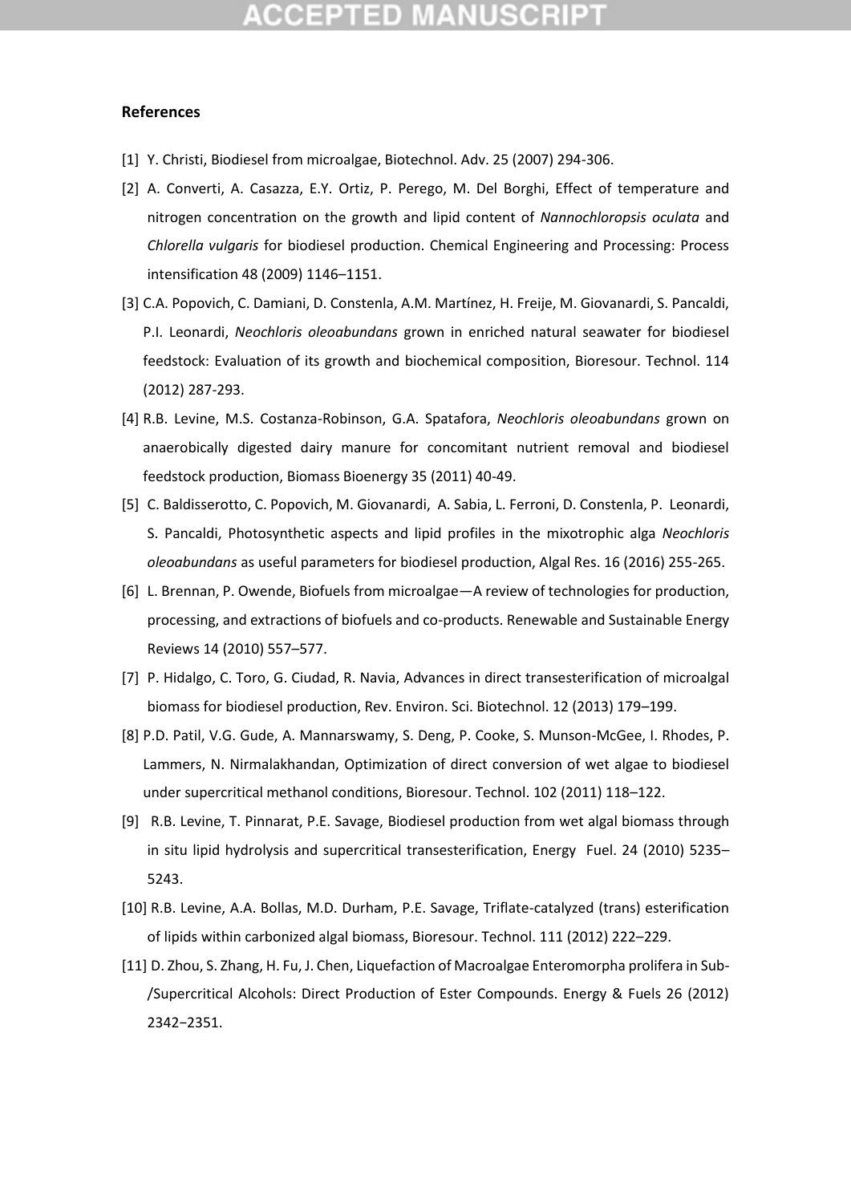## References

[1] Y. Christi, Biodiesel from microalgae, Biotechnol. Adv. 25 (2007) 294-306.

[2] A. Converti, A. Casazza, E.Y. Ortiz, P. Perego, M. Del Borghi, Effect of temperature and nitrogen concentration on the growth and lipid content of *Nannochloropsis oculata* and *Chlorella vulgaris* for biodiesel production. Chemical Engineering and Processing: Process intensification 48 (2009) 1146–1151.

[3] C.A. Popovich, C. Damiani, D. Constenla, A.M. Martínez, H. Freije, M. Giovanardi, S. Pancaldi, P.I. Leonardi, *Neochloris oleoabundans* grown in enriched natural seawater for biodiesel feedstock: Evaluation of its growth and biochemical composition, Bioresour. Technol. 114 (2012) 287-293.

[4] R.B. Levine, M.S. Costanza-Robinson, G.A. Spatafora, *Neochloris oleoabundans* grown on anaerobically digested dairy manure for concomitant nutrient removal and biodiesel feedstock production, Biomass Bioenergy 35 (2011) 40-49.

[5] C. Baldisserotto, C. Popovich, M. Giovanardi, A. Sabia, L. Ferroni, D. Constenla, P. Leonardi, S. Pancaldi, Photosynthetic aspects and lipid profiles in the mixotrophic alga *Neochloris oleoabundans* as useful parameters for biodiesel production, Algal Res. 16 (2016) 255-265.

[6] L. Brennan, P. Owende, Biofuels from microalgae—A review of technologies for production, processing, and extractions of biofuels and co-products. Renewable and Sustainable Energy Reviews 14 (2010) 557–577.

[7] P. Hidalgo, C. Toro, G. Ciudad, R. Navia, Advances in direct transesterification of microalgal biomass for biodiesel production, Rev. Environ. Sci. Biotechnol. 12 (2013) 179–199.

[8] P.D. Patil, V.G. Gude, A. Mannarswamy, S. Deng, P. Cooke, S. Munson-McGee, I. Rhodes, P. Lammers, N. Nirmalakhandan, Optimization of direct conversion of wet algae to biodiesel under supercritical methanol conditions, Bioresour. Technol. 102 (2011) 118–122.

[9] R.B. Levine, T. Pinnarat, P.E. Savage, Biodiesel production from wet algal biomass through in situ lipid hydrolysis and supercritical transesterification, Energy Fuel. 24 (2010) 5235–5243.

[10] R.B. Levine, A.A. Bollas, M.D. Durham, P.E. Savage, Triflate-catalyzed (trans) esterification of lipids within carbonized algal biomass, Bioresour. Technol. 111 (2012) 222–229.

[11] D. Zhou, S. Zhang, H. Fu, J. Chen, Liquefaction of Macroalgae Enteromorpha prolifera in Sub-/Supercritical Alcohols: Direct Production of Ester Compounds. Energy & Fuels 26 (2012) 2342−2351.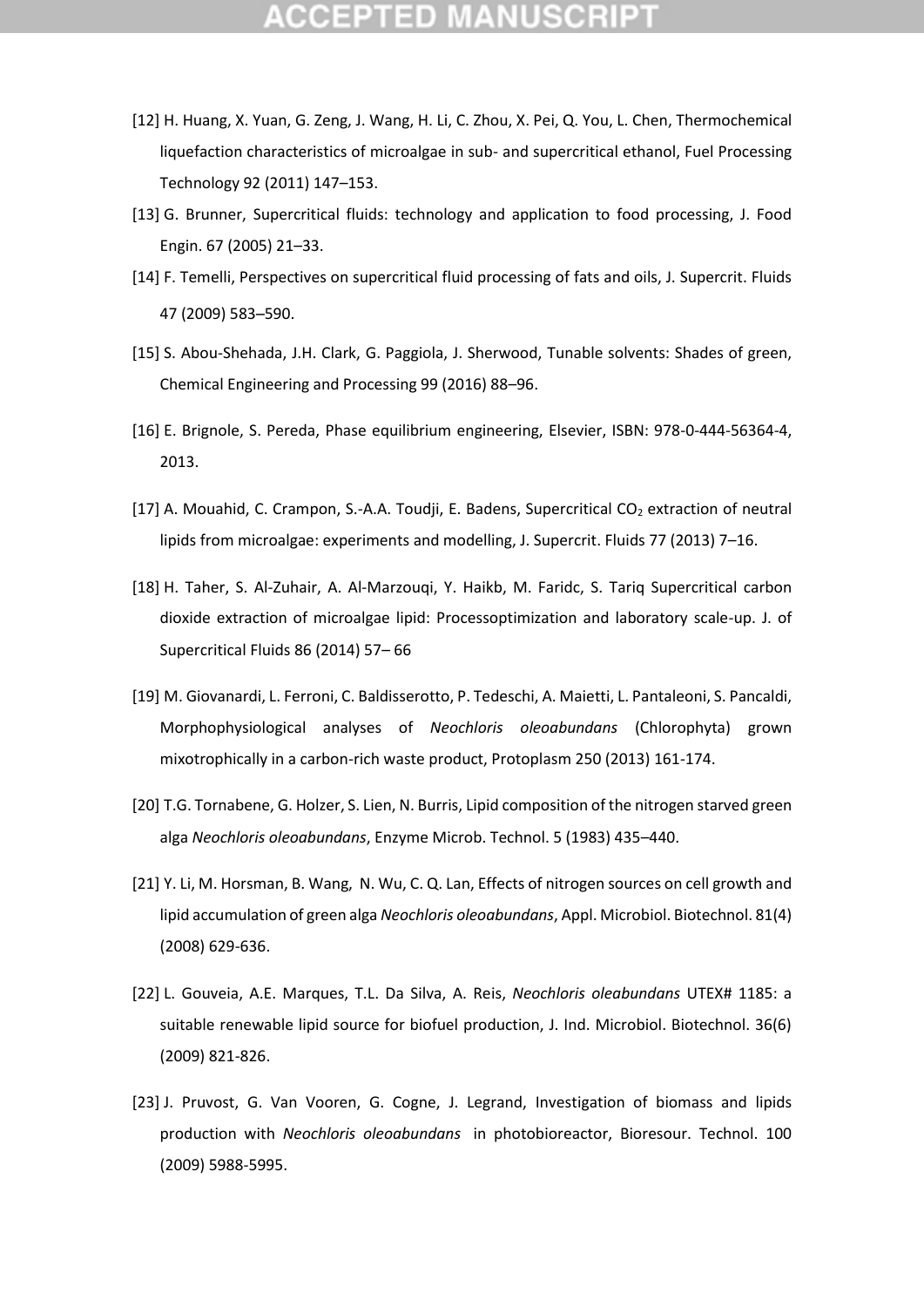[12] H. Huang, X. Yuan, G. Zeng, J. Wang, H. Li, C. Zhou, X. Pei, Q. You, L. Chen, Thermochemical liquefaction characteristics of microalgae in sub- and supercritical ethanol, Fuel Processing Technology 92 (2011) 147–153.

[13] G. Brunner, Supercritical fluids: technology and application to food processing, J. Food Engin. 67 (2005) 21–33.

[14] F. Temelli, Perspectives on supercritical fluid processing of fats and oils, J. Supercrit. Fluids 47 (2009) 583–590.

[15] S. Abou-Shehada, J.H. Clark, G. Paggiola, J. Sherwood, Tunable solvents: Shades of green, Chemical Engineering and Processing 99 (2016) 88–96.

[16] E. Brignole, S. Pereda, Phase equilibrium engineering, Elsevier, ISBN: 978-0-444-56364-4, 2013.

[17] A. Mouahid, C. Crampon, S.-A.A. Toudji, E. Badens, Supercritical $CO_2$ extraction of neutral lipids from microalgae: experiments and modelling, J. Supercrit. Fluids 77 (2013) 7–16.

[18] H. Taher, S. Al-Zuhair, A. Al-Marzouqi, Y. Haikb, M. Faridc, S. Tariq Supercritical carbon dioxide extraction of microalgae lipid: Processoptimization and laboratory scale-up. J. of Supercritical Fluids 86 (2014) 57– 66

[19] M. Giovanardi, L. Ferroni, C. Baldisserotto, P. Tedeschi, A. Maietti, L. Pantaleoni, S. Pancaldi, Morphophysiological analyses of *Neochloris oleoabundans* (Chlorophyta) grown mixotrophically in a carbon-rich waste product, Protoplasm 250 (2013) 161-174.

[20] T.G. Tornabene, G. Holzer, S. Lien, N. Burris, Lipid composition of the nitrogen starved green alga *Neochloris oleoabundans*, Enzyme Microb. Technol. 5 (1983) 435–440.

[21] Y. Li, M. Horsman, B. Wang, N. Wu, C. Q. Lan, Effects of nitrogen sources on cell growth and lipid accumulation of green alga *Neochloris oleoabundans*, Appl. Microbiol. Biotechnol. 81(4) (2008) 629-636.

[22] L. Gouveia, A.E. Marques, T.L. Da Silva, A. Reis, *Neochloris oleabundans* UTEX# 1185: a suitable renewable lipid source for biofuel production, J. Ind. Microbiol. Biotechnol. 36(6) (2009) 821-826.

[23] J. Pruvost, G. Van Vooren, G. Cogne, J. Legrand, Investigation of biomass and lipids production with *Neochloris oleoabundans* in photobioreactor, Bioresour. Technol. 100 (2009) 5988-5995.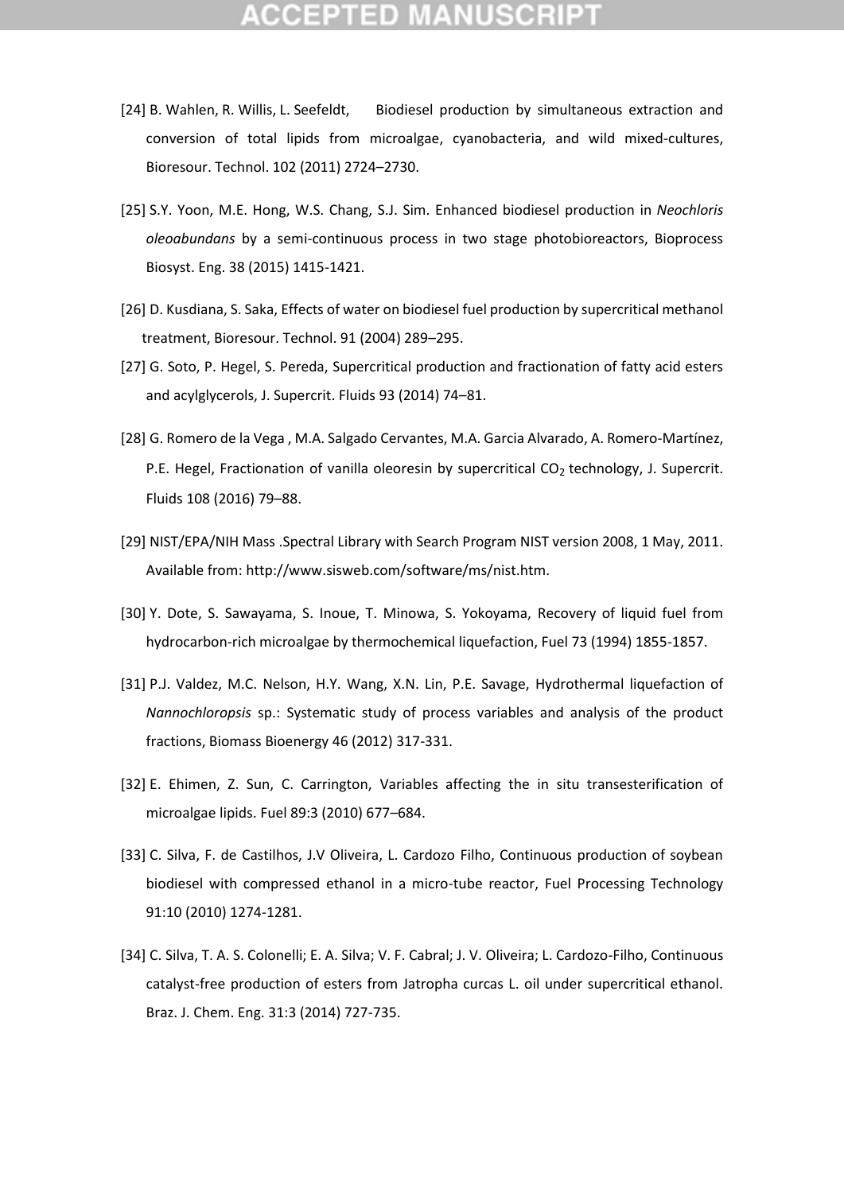[24] B. Wahlen, R. Willis, L. Seefeldt, Biodiesel production by simultaneous extraction and conversion of total lipids from microalgae, cyanobacteria, and wild mixed-cultures, Bioresour. Technol. 102 (2011) 2724–2730.

[25] S.Y. Yoon, M.E. Hong, W.S. Chang, S.J. Sim. Enhanced biodiesel production in *Neochloris oleoabundans* by a semi-continuous process in two stage photobioreactors, Bioprocess Biosyst. Eng. 38 (2015) 1415-1421.

[26] D. Kusdiana, S. Saka, Effects of water on biodiesel fuel production by supercritical methanol treatment, Bioresour. Technol. 91 (2004) 289–295.

[27] G. Soto, P. Hegel, S. Pereda, Supercritical production and fractionation of fatty acid esters and acylglycerols, J. Supercrit. Fluids 93 (2014) 74–81.

[28] G. Romero de la Vega , M.A. Salgado Cervantes, M.A. Garcia Alvarado, A. Romero-Martínez, P.E. Hegel, Fractionation of vanilla oleoresin by supercritical $CO_2$ technology, J. Supercrit. Fluids 108 (2016) 79–88.

[29] NIST/EPA/NIH Mass .Spectral Library with Search Program NIST version 2008, 1 May, 2011. Available from: http://www.sisweb.com/software/ms/nist.htm.

[30] Y. Dote, S. Sawayama, S. Inoue, T. Minowa, S. Yokoyama, Recovery of liquid fuel from hydrocarbon-rich microalgae by thermochemical liquefaction, Fuel 73 (1994) 1855-1857.

[31] P.J. Valdez, M.C. Nelson, H.Y. Wang, X.N. Lin, P.E. Savage, Hydrothermal liquefaction of *Nannochloropsis* sp.: Systematic study of process variables and analysis of the product fractions, Biomass Bioenergy 46 (2012) 317-331.

[32] E. Ehimen, Z. Sun, C. Carrington, Variables affecting the in situ transesterification of microalgae lipids. Fuel 89:3 (2010) 677–684.

[33] C. Silva, F. de Castilhos, J.V Oliveira, L. Cardozo Filho, Continuous production of soybean biodiesel with compressed ethanol in a micro-tube reactor, Fuel Processing Technology 91:10 (2010) 1274-1281.

[34] C. Silva, T. A. S. Colonelli; E. A. Silva; V. F. Cabral; J. V. Oliveira; L. Cardozo-Filho, Continuous catalyst-free production of esters from Jatropha curcas L. oil under supercritical ethanol. Braz. J. Chem. Eng. 31:3 (2014) 727-735.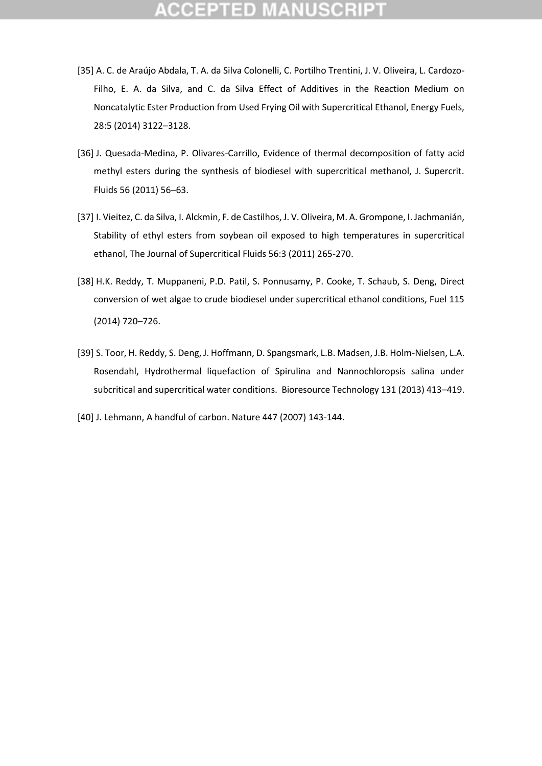[35] A. C. de Araújo Abdala, T. A. da Silva Colonelli, C. Portilho Trentini, J. V. Oliveira, L. Cardozo-Filho, E. A. da Silva, and C. da Silva Effect of Additives in the Reaction Medium on Noncatalytic Ester Production from Used Frying Oil with Supercritical Ethanol, Energy Fuels, 28:5 (2014) 3122–3128.

[36] J. Quesada-Medina, P. Olivares-Carrillo, Evidence of thermal decomposition of fatty acid methyl esters during the synthesis of biodiesel with supercritical methanol, J. Supercrit. Fluids 56 (2011) 56–63.

[37] I. Vieitez, C. da Silva, I. Alckmin, F. de Castilhos, J. V. Oliveira, M. A. Grompone, I. Jachmanián, Stability of ethyl esters from soybean oil exposed to high temperatures in supercritical ethanol, The Journal of Supercritical Fluids 56:3 (2011) 265-270.

[38] H.K. Reddy, T. Muppaneni, P.D. Patil, S. Ponnusamy, P. Cooke, T. Schaub, S. Deng, Direct conversion of wet algae to crude biodiesel under supercritical ethanol conditions, Fuel 115 (2014) 720–726.

[39] S. Toor, H. Reddy, S. Deng, J. Hoffmann, D. Spangsmark, L.B. Madsen, J.B. Holm-Nielsen, L.A. Rosendahl, Hydrothermal liquefaction of Spirulina and Nannochloropsis salina under subcritical and supercritical water conditions. Bioresource Technology 131 (2013) 413–419.

[40] J. Lehmann, A handful of carbon. Nature 447 (2007) 143-144.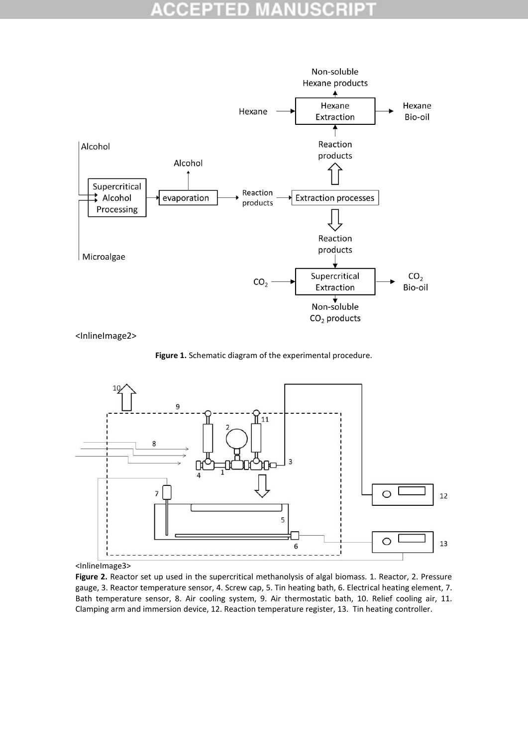<InlineImage2>

**Figure 1.** Schematic diagram of the experimental procedure.

<InlineImage3>

**Figure 2.** Reactor set up used in the supercritical methanolysis of algal biomass. 1. Reactor, 2. Pressure gauge, 3. Reactor temperature sensor, 4. Screw cap, 5. Tin heating bath, 6. Electrical heating element, 7. Bath temperature sensor, 8. Air cooling system, 9. Air thermostatic bath, 10. Relief cooling air, 11. Clamping arm and immersion device, 12. Reaction temperature register, 13. Tin heating controller.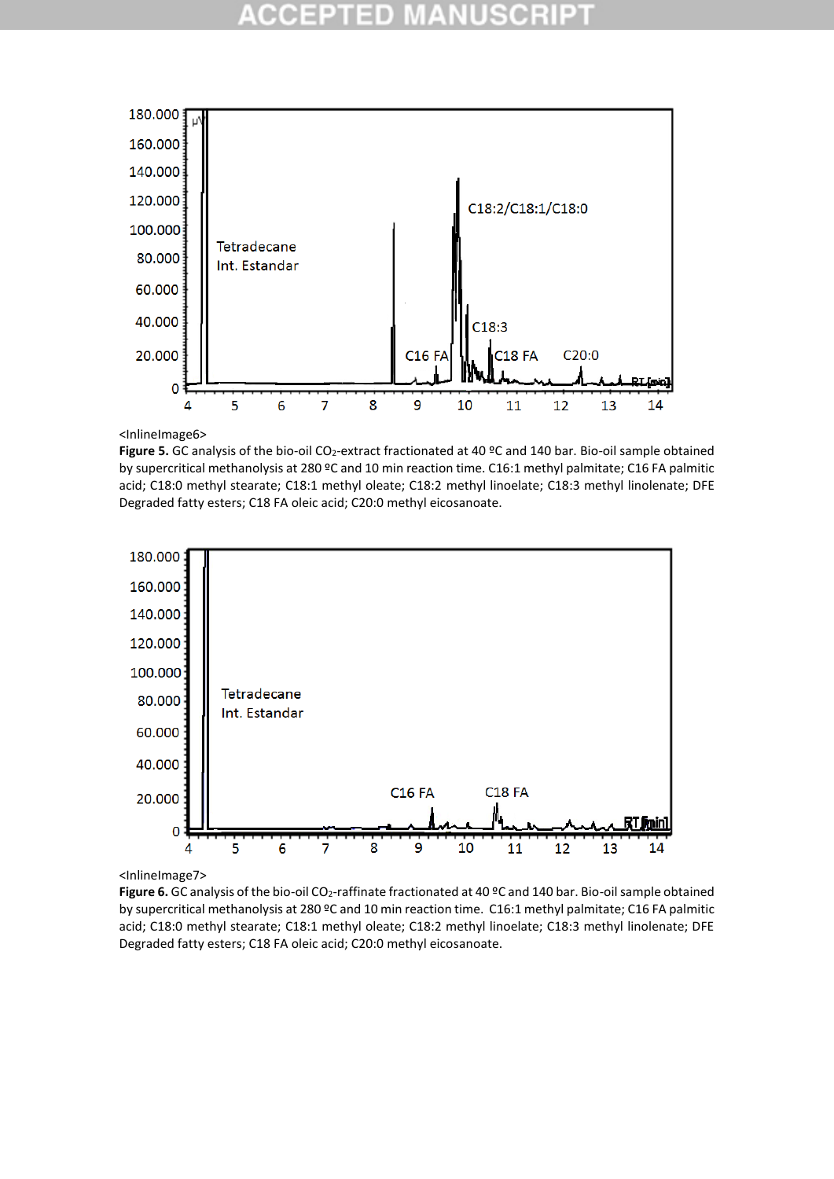<InlineImage6>

**Figure 5.** GC analysis of the bio-oil $CO_2$-extract fractionated at 40 ºC and 140 bar. Bio-oil sample obtained by supercritical methanolysis at 280 ºC and 10 min reaction time. C16:1 methyl palmitate; C16 FA palmitic acid; C18:0 methyl stearate; C18:1 methyl oleate; C18:2 methyl linoelate; C18:3 methyl linolenate; DFE Degraded fatty esters; C18 FA oleic acid; C20:0 methyl eicosanoate.

<InlineImage7>

**Figure 6.** GC analysis of the bio-oil $CO_2$-raffinate fractionated at 40 ºC and 140 bar. Bio-oil sample obtained by supercritical methanolysis at 280 ºC and 10 min reaction time. C16:1 methyl palmitate; C16 FA palmitic acid; C18:0 methyl stearate; C18:1 methyl oleate; C18:2 methyl linoelate; C18:3 methyl linolenate; DFE Degraded fatty esters; C18 FA oleic acid; C20:0 methyl eicosanoate.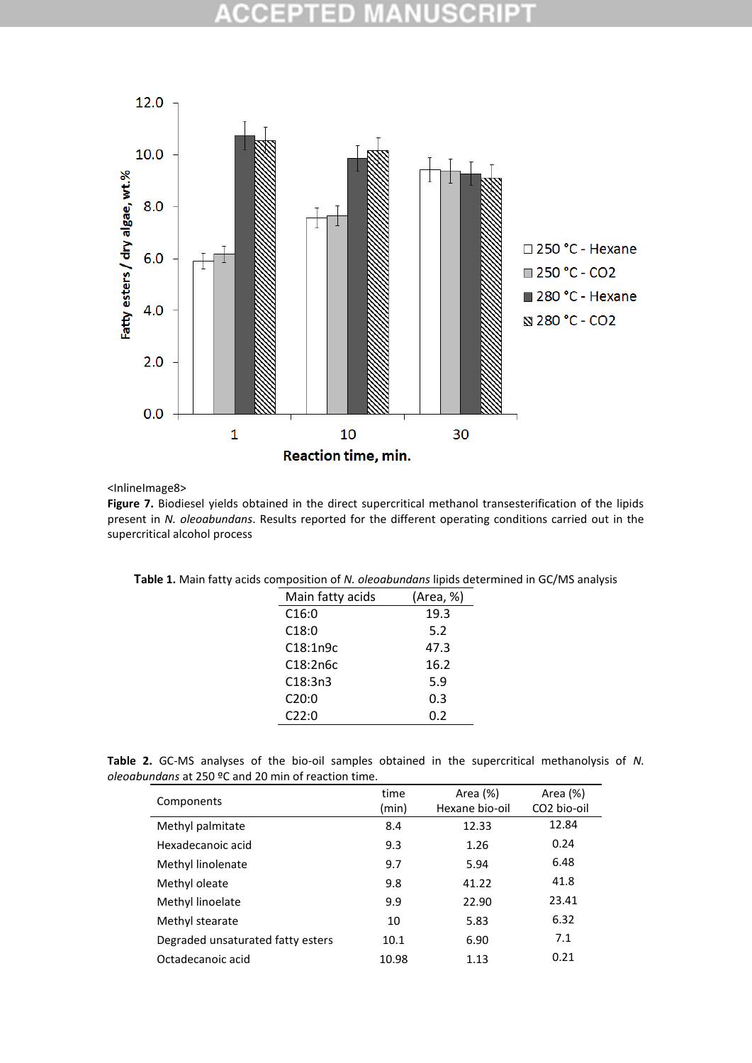<InlineImage8>

**Figure 7.** Biodiesel yields obtained in the direct supercritical methanol transesterification of the lipids present in *N. oleoabundans*. Results reported for the different operating conditions carried out in the supercritical alcohol process

**Table 1.** Main fatty acids composition of *N. oleoabundans* lipids determined in GC/MS analysis

| Main fatty acids | (Area, %) |
|---|---|
| C16:0 | 19.3 |
| C18:0 | 5.2 |
| C18:1n9c | 47.3 |
| C18:2n6c | 16.2 |
| C18:3n3 | 5.9 |
| C20:0 | 0.3 |
| C22:0 | 0.2 |

**Table 2.** GC-MS analyses of the bio-oil samples obtained in the supercritical methanolysis of *N. oleoabundans* at 250 ºC and 20 min of reaction time.

| Components | time (min) | Area (%) Hexane bio-oil | Area (%) CO2 bio-oil |
|---|---|---|---|
| Methyl palmitate | 8.4 | 12.33 | 12.84 |
| Hexadecanoic acid | 9.3 | 1.26 | 0.24 |
| Methyl linolenate | 9.7 | 5.94 | 6.48 |
| Methyl oleate | 9.8 | 41.22 | 41.8 |
| Methyl linoelate | 9.9 | 22.90 | 23.41 |
| Methyl stearate | 10 | 5.83 | 6.32 |
| Degraded unsaturated fatty esters | 10.1 | 6.90 | 7.1 |
| Octadecanoic acid | 10.98 | 1.13 | 0.21 |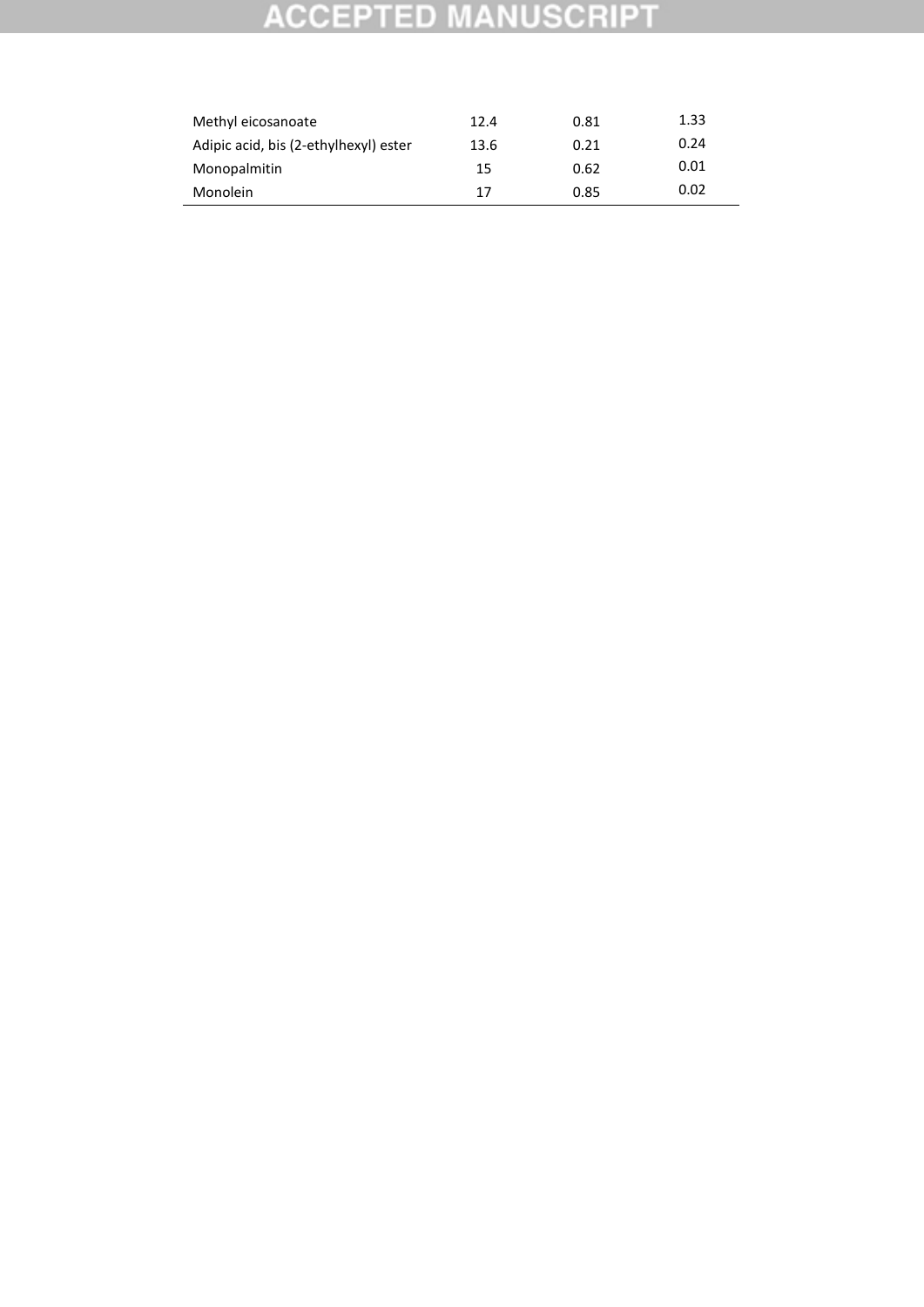| | | | |
|---|---|---|---|
| Methyl eicosanoate | 12.4 | 0.81 | 1.33 |
| Adipic acid, bis (2-ethylhexyl) ester | 13.6 | 0.21 | 0.24 |
| Monopalmitin | 15 | 0.62 | 0.01 |
| Monolein | 17 | 0.85 | 0.02 |